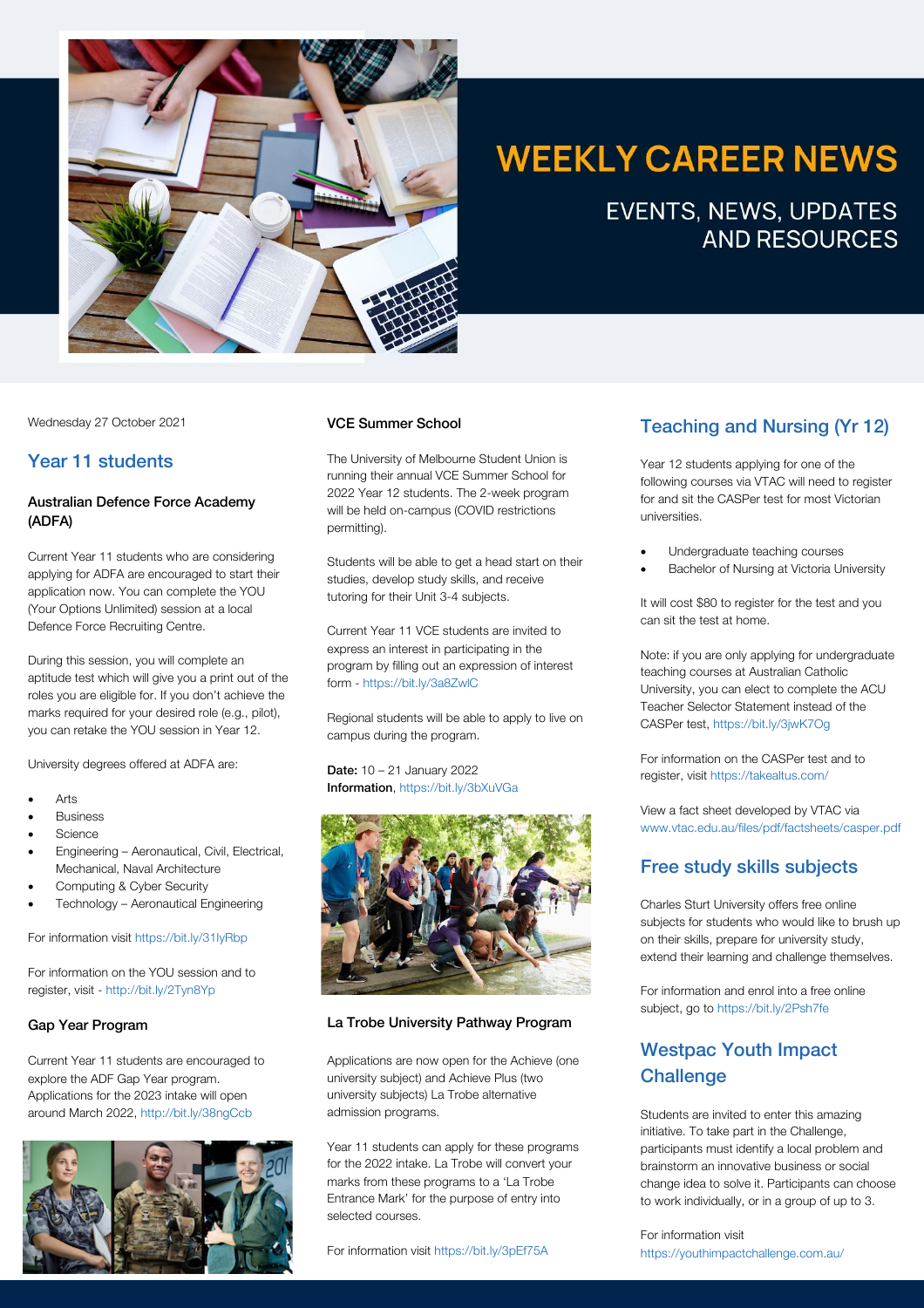# WEEKLY CAREER NEWS

EVENTS, NEWS, UPDATES AND RESOURCES

Wednesday 27 October 2021

## Year 11 students

### Australian Defence Force Academy (ADFA)

Current Year 11 students who are considering applying for ADFA are encouraged to start their application now. You can complete the YOU (Your Options Unlimited) session at a local Defence Force Recruiting Centre.

During this session, you will complete an aptitude test which will give you a print out of the roles you are eligible for. If you don't achieve the marks required for your desired role (e.g., pilot), you can retake the YOU session in Year 12.

University degrees offered at ADFA are:

- Arts
- Business
- Science
- Engineering – Aeronautical, Civil, Electrical, Mechanical, Naval Architecture
- Computing & Cyber Security
- Technology – Aeronautical Engineering

For information visit https://bit.ly/31lyRbp

For information on the YOU session and to register, visit - http://bit.ly/2Tyn8Yp

### Gap Year Program

Current Year 11 students are encouraged to explore the ADF Gap Year program. Applications for the 2023 intake will open around March 2022, http://bit.ly/38ngCcb

### VCE Summer School

The University of Melbourne Student Union is running their annual VCE Summer School for 2022 Year 12 students. The 2-week program will be held on-campus (COVID restrictions permitting).

Students will be able to get a head start on their studies, develop study skills, and receive tutoring for their Unit 3-4 subjects.

Current Year 11 VCE students are invited to express an interest in participating in the program by filling out an expression of interest form - https://bit.ly/3a8ZwlC

Regional students will be able to apply to live on campus during the program.

**Date:** 10 – 21 January 2022
**Information**, https://bit.ly/3bXuVGa

### La Trobe University Pathway Program

Applications are now open for the Achieve (one university subject) and Achieve Plus (two university subjects) La Trobe alternative admission programs.

Year 11 students can apply for these programs for the 2022 intake. La Trobe will convert your marks from these programs to a 'La Trobe Entrance Mark' for the purpose of entry into selected courses.

For information visit https://bit.ly/3pEf75A

## Teaching and Nursing (Yr 12)

Year 12 students applying for one of the following courses via VTAC will need to register for and sit the CASPer test for most Victorian universities.

- Undergraduate teaching courses
- Bachelor of Nursing at Victoria University

It will cost $80 to register for the test and you can sit the test at home.

Note: if you are only applying for undergraduate teaching courses at Australian Catholic University, you can elect to complete the ACU Teacher Selector Statement instead of the CASPer test, https://bit.ly/3jwK7Og

For information on the CASPer test and to register, visit https://takealtus.com/

View a fact sheet developed by VTAC via www.vtac.edu.au/files/pdf/factsheets/casper.pdf

## Free study skills subjects

Charles Sturt University offers free online subjects for students who would like to brush up on their skills, prepare for university study, extend their learning and challenge themselves.

For information and enrol into a free online subject, go to https://bit.ly/2Psh7fe

## Westpac Youth Impact Challenge

Students are invited to enter this amazing initiative. To take part in the Challenge, participants must identify a local problem and brainstorm an innovative business or social change idea to solve it. Participants can choose to work individually, or in a group of up to 3.

For information visit https://youthimpactchallenge.com.au/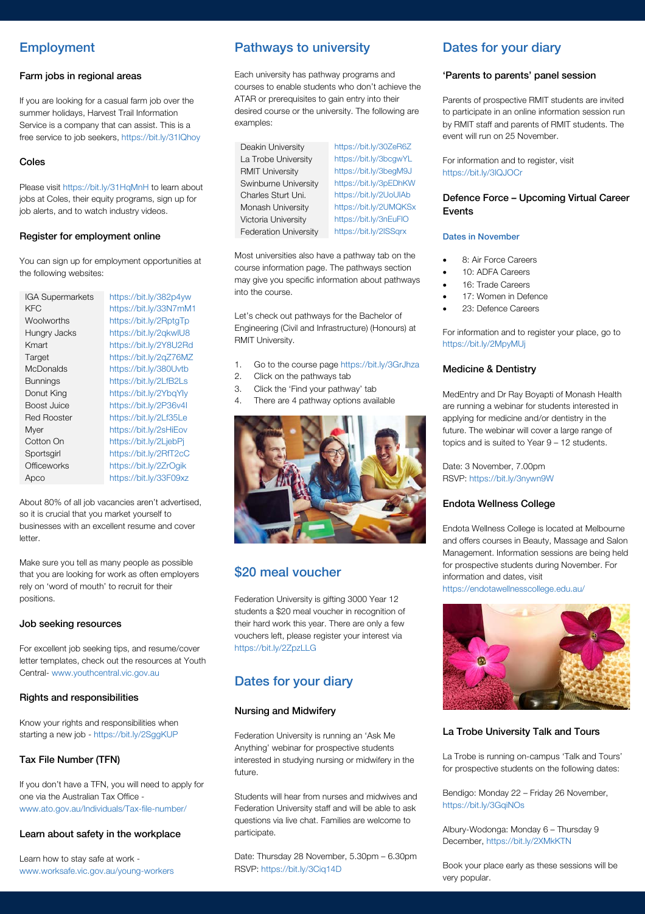## Employment

### Farm jobs in regional areas

If you are looking for a casual farm job over the summer holidays, Harvest Trail Information Service is a company that can assist. This is a free service to job seekers, https://bit.ly/31IQhoy

### Coles

Please visit https://bit.ly/31HqMnH to learn about jobs at Coles, their equity programs, sign up for job alerts, and to watch industry videos.

### Register for employment online

You can sign up for employment opportunities at the following websites:

| | |
|---|---|
| IGA Supermarkets | https://bit.ly/382p4yw |
| KFC | https://bit.ly/33N7mM1 |
| Woolworths | https://bit.ly/2RptgTp |
| Hungry Jacks | https://bit.ly/2qkwlU8 |
| Kmart | https://bit.ly/2Y8U2Rd |
| Target | https://bit.ly/2qZ76MZ |
| McDonalds | https://bit.ly/380Uvtb |
| Bunnings | https://bit.ly/2LfB2Ls |
| Donut King | https://bit.ly/2YbqYly |
| Boost Juice | https://bit.ly/2P36v4l |
| Red Rooster | https://bit.ly/2Lf35Le |
| Myer | https://bit.ly/2sHiEov |
| Cotton On | https://bit.ly/2LjebPj |
| Sportsgirl | https://bit.ly/2RfT2cC |
| Officeworks | https://bit.ly/2ZrOgik |
| Apco | https://bit.ly/33F09xz |

About 80% of all job vacancies aren't advertised, so it is crucial that you market yourself to businesses with an excellent resume and cover letter.

Make sure you tell as many people as possible that you are looking for work as often employers rely on 'word of mouth' to recruit for their positions.

### Job seeking resources

For excellent job seeking tips, and resume/cover letter templates, check out the resources at Youth Central- www.youthcentral.vic.gov.au

### Rights and responsibilities

Know your rights and responsibilities when starting a new job - https://bit.ly/2SggKUP

### Tax File Number (TFN)

If you don't have a TFN, you will need to apply for one via the Australian Tax Office - www.ato.gov.au/Individuals/Tax-file-number/

### Learn about safety in the workplace

Learn how to stay safe at work - www.worksafe.vic.gov.au/young-workers

## Pathways to university

Each university has pathway programs and courses to enable students who don't achieve the ATAR or prerequisites to gain entry into their desired course or the university. The following are examples:

| | |
|---|---|
| Deakin University | https://bit.ly/30ZeR6Z |
| La Trobe University | https://bit.ly/3bcgwYL |
| RMIT University | https://bit.ly/3begM9J |
| Swinburne University | https://bit.ly/3pEDhKW |
| Charles Sturt Uni. | https://bit.ly/2UoUlAb |
| Monash University | https://bit.ly/2UMQKSx |
| Victoria University | https://bit.ly/3nEuFlO |
| Federation University | https://bit.ly/2lSSqrx |

Most universities also have a pathway tab on the course information page. The pathways section may give you specific information about pathways into the course.

Let's check out pathways for the Bachelor of Engineering (Civil and Infrastructure) (Honours) at RMIT University.

1. Go to the course page https://bit.ly/3GrJhza
2. Click on the pathways tab
3. Click the 'Find your pathway' tab
4. There are 4 pathway options available

## $20 meal voucher

Federation University is gifting 3000 Year 12 students a $20 meal voucher in recognition of their hard work this year. There are only a few vouchers left, please register your interest via https://bit.ly/2ZpzLLG

## Dates for your diary

### Nursing and Midwifery

Federation University is running an 'Ask Me Anything' webinar for prospective students interested in studying nursing or midwifery in the future.

Students will hear from nurses and midwives and Federation University staff and will be able to ask questions via live chat. Families are welcome to participate.

Date: Thursday 28 November, 5.30pm – 6.30pm
RSVP: https://bit.ly/3Ciq14D

## Dates for your diary

### 'Parents to parents' panel session

Parents of prospective RMIT students are invited to participate in an online information session run by RMIT staff and parents of RMIT students. The event will run on 25 November.

For information and to register, visit https://bit.ly/3lQJOCr

### Defence Force – Upcoming Virtual Career Events

#### Dates in November

- 8: Air Force Careers
- 10: ADFA Careers
- 16: Trade Careers
- 17: Women in Defence
- 23: Defence Careers

For information and to register your place, go to https://bit.ly/2MpyMUj

### Medicine & Dentistry

MedEntry and Dr Ray Boyapti of Monash Health are running a webinar for students interested in applying for medicine and/or dentistry in the future. The webinar will cover a large range of topics and is suited to Year 9 – 12 students.

Date: 3 November, 7.00pm
RSVP: https://bit.ly/3nywn9W

### Endota Wellness College

Endota Wellness College is located at Melbourne and offers courses in Beauty, Massage and Salon Management. Information sessions are being held for prospective students during November. For information and dates, visit https://endotawellnesscollege.edu.au/

### La Trobe University Talk and Tours

La Trobe is running on-campus 'Talk and Tours' for prospective students on the following dates:

Bendigo: Monday 22 – Friday 26 November, https://bit.ly/3GqiNOs

Albury-Wodonga: Monday 6 – Thursday 9 December, https://bit.ly/2XMkKTN

Book your place early as these sessions will be very popular.